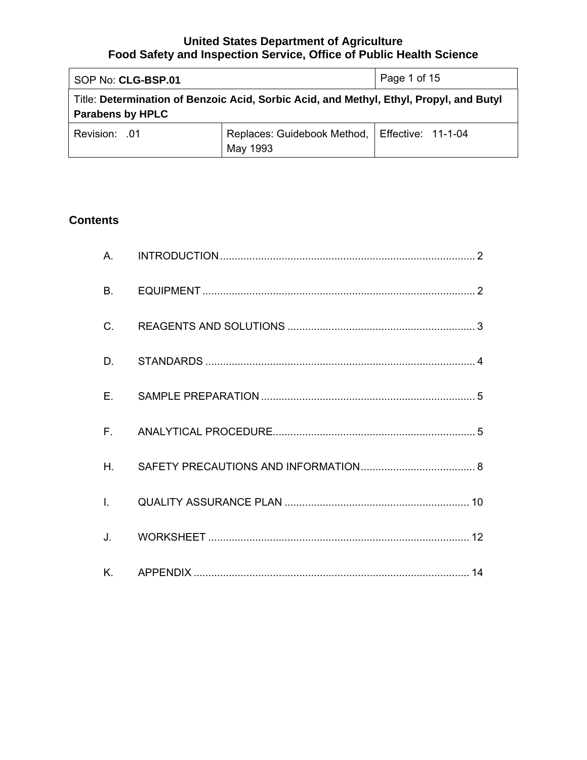**United States Department of Agriculture**
**Food Safety and Inspection Service, Office of Public Health Science**

| SOP No: **CLG-BSP.01** | | Page 1 of 15 |
|---|---|---|
| Title: **Determination of Benzoic Acid, Sorbic Acid, and Methyl, Ethyl, Propyl, and Butyl Parabens by HPLC** | | |
| Revision: .01 | Replaces: Guidebook Method, May 1993 | Effective: 11-1-04 |

## Contents

A. INTRODUCTION ..... 2

B. EQUIPMENT ..... 2

C. REAGENTS AND SOLUTIONS ..... 3

D. STANDARDS ..... 4

E. SAMPLE PREPARATION ..... 5

F. ANALYTICAL PROCEDURE ..... 5

H. SAFETY PRECAUTIONS AND INFORMATION ..... 8

I. QUALITY ASSURANCE PLAN ..... 10

J. WORKSHEET ..... 12

K. APPENDIX ..... 14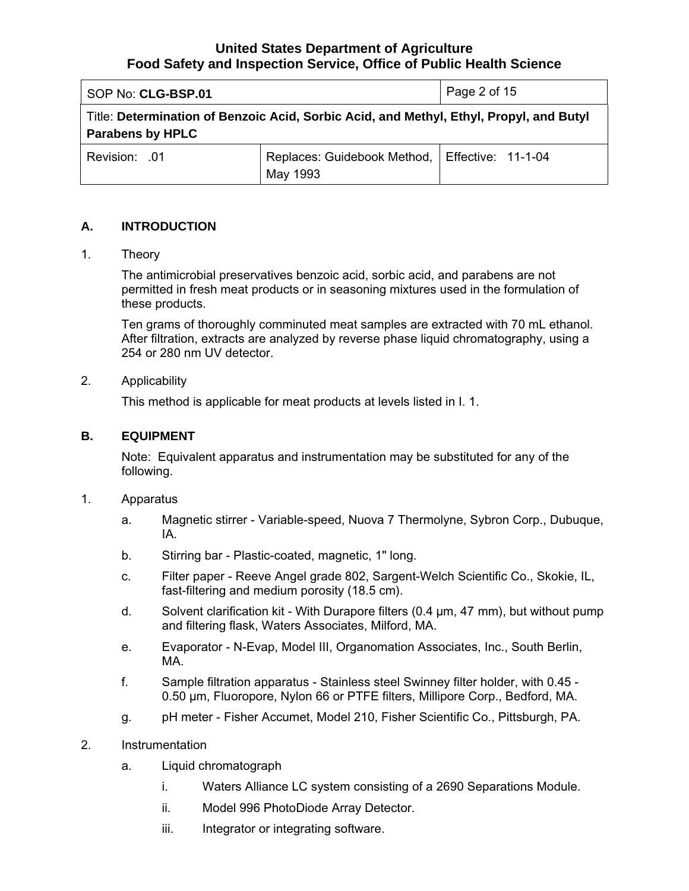| SOP No: **CLG-BSP.01** | | |
|---|---|---|
| Title: **Determination of Benzoic Acid, Sorbic Acid, and Methyl, Ethyl, Propyl, and Butyl Parabens by HPLC** | | |
| Revision: .01 | Replaces: Guidebook Method, May 1993 | Effective: 11-1-04 |

## A. INTRODUCTION

1. Theory

   The antimicrobial preservatives benzoic acid, sorbic acid, and parabens are not permitted in fresh meat products or in seasoning mixtures used in the formulation of these products.

   Ten grams of thoroughly comminuted meat samples are extracted with 70 mL ethanol. After filtration, extracts are analyzed by reverse phase liquid chromatography, using a 254 or 280 nm UV detector.

2. Applicability

   This method is applicable for meat products at levels listed in I. 1.

## B. EQUIPMENT

Note: Equivalent apparatus and instrumentation may be substituted for any of the following.

1. Apparatus

   a. Magnetic stirrer - Variable-speed, Nuova 7 Thermolyne, Sybron Corp., Dubuque, IA.

   b. Stirring bar - Plastic-coated, magnetic, 1" long.

   c. Filter paper - Reeve Angel grade 802, Sargent-Welch Scientific Co., Skokie, IL, fast-filtering and medium porosity (18.5 cm).

   d. Solvent clarification kit - With Durapore filters (0.4 µm, 47 mm), but without pump and filtering flask, Waters Associates, Milford, MA.

   e. Evaporator - N-Evap, Model III, Organomation Associates, Inc., South Berlin, MA.

   f. Sample filtration apparatus - Stainless steel Swinney filter holder, with 0.45 - 0.50 µm, Fluoropore, Nylon 66 or PTFE filters, Millipore Corp., Bedford, MA.

   g. pH meter - Fisher Accumet, Model 210, Fisher Scientific Co., Pittsburgh, PA.

2. Instrumentation

   a. Liquid chromatograph

      i. Waters Alliance LC system consisting of a 2690 Separations Module.

      ii. Model 996 PhotoDiode Array Detector.

      iii. Integrator or integrating software.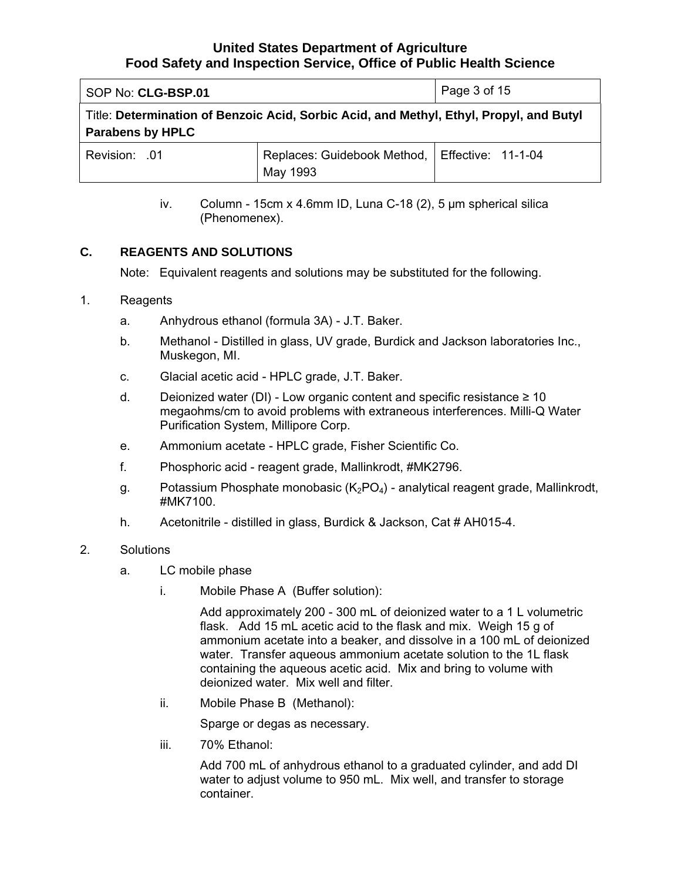iv. Column - 15cm x 4.6mm ID, Luna C-18 (2), 5 µm spherical silica (Phenomenex).

## C. REAGENTS AND SOLUTIONS

Note: Equivalent reagents and solutions may be substituted for the following.

1. Reagents

   a. Anhydrous ethanol (formula 3A) - J.T. Baker.

   b. Methanol - Distilled in glass, UV grade, Burdick and Jackson laboratories Inc., Muskegon, MI.

   c. Glacial acetic acid - HPLC grade, J.T. Baker.

   d. Deionized water (DI) - Low organic content and specific resistance ≥ 10 megaohms/cm to avoid problems with extraneous interferences. Milli-Q Water Purification System, Millipore Corp.

   e. Ammonium acetate - HPLC grade, Fisher Scientific Co.

   f. Phosphoric acid - reagent grade, Mallinkrodt, #MK2796.

   g. Potassium Phosphate monobasic ($K_2PO_4$) - analytical reagent grade, Mallinkrodt, #MK7100.

   h. Acetonitrile - distilled in glass, Burdick & Jackson, Cat # AH015-4.

2. Solutions

   a. LC mobile phase

      i. Mobile Phase A (Buffer solution):

         Add approximately 200 - 300 mL of deionized water to a 1 L volumetric flask. Add 15 mL acetic acid to the flask and mix. Weigh 15 g of ammonium acetate into a beaker, and dissolve in a 100 mL of deionized water. Transfer aqueous ammonium acetate solution to the 1L flask containing the aqueous acetic acid. Mix and bring to volume with deionized water. Mix well and filter.

      ii. Mobile Phase B (Methanol):

         Sparge or degas as necessary.

      iii. 70% Ethanol:

         Add 700 mL of anhydrous ethanol to a graduated cylinder, and add DI water to adjust volume to 950 mL. Mix well, and transfer to storage container.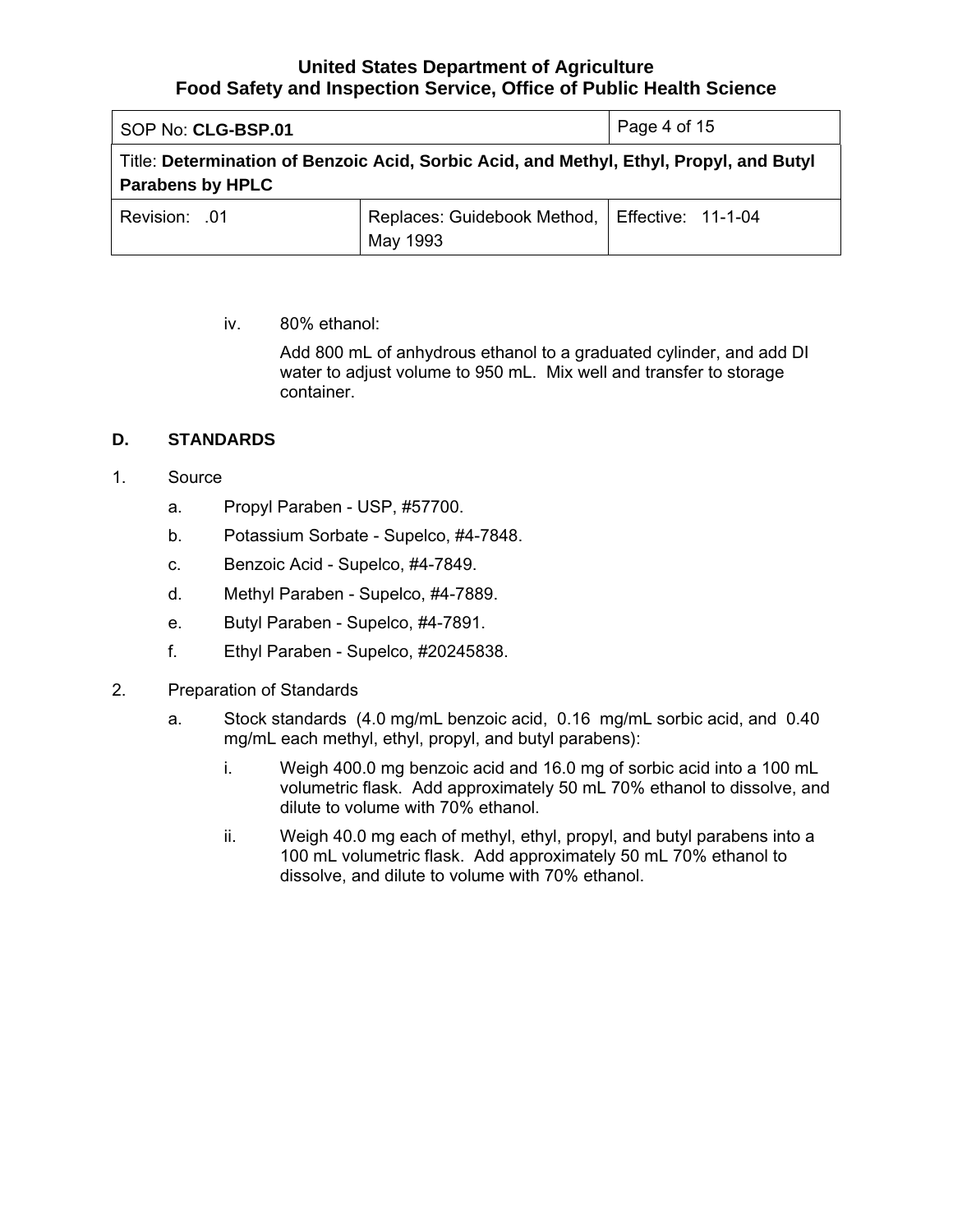iv. 80% ethanol:

Add 800 mL of anhydrous ethanol to a graduated cylinder, and add DI water to adjust volume to 950 mL. Mix well and transfer to storage container.

## D. STANDARDS

1. Source

   a. Propyl Paraben - USP, #57700.

   b. Potassium Sorbate - Supelco, #4-7848.

   c. Benzoic Acid - Supelco, #4-7849.

   d. Methyl Paraben - Supelco, #4-7889.

   e. Butyl Paraben - Supelco, #4-7891.

   f. Ethyl Paraben - Supelco, #20245838.

2. Preparation of Standards

   a. Stock standards (4.0 mg/mL benzoic acid, 0.16 mg/mL sorbic acid, and 0.40 mg/mL each methyl, ethyl, propyl, and butyl parabens):

      i. Weigh 400.0 mg benzoic acid and 16.0 mg of sorbic acid into a 100 mL volumetric flask. Add approximately 50 mL 70% ethanol to dissolve, and dilute to volume with 70% ethanol.

      ii. Weigh 40.0 mg each of methyl, ethyl, propyl, and butyl parabens into a 100 mL volumetric flask. Add approximately 50 mL 70% ethanol to dissolve, and dilute to volume with 70% ethanol.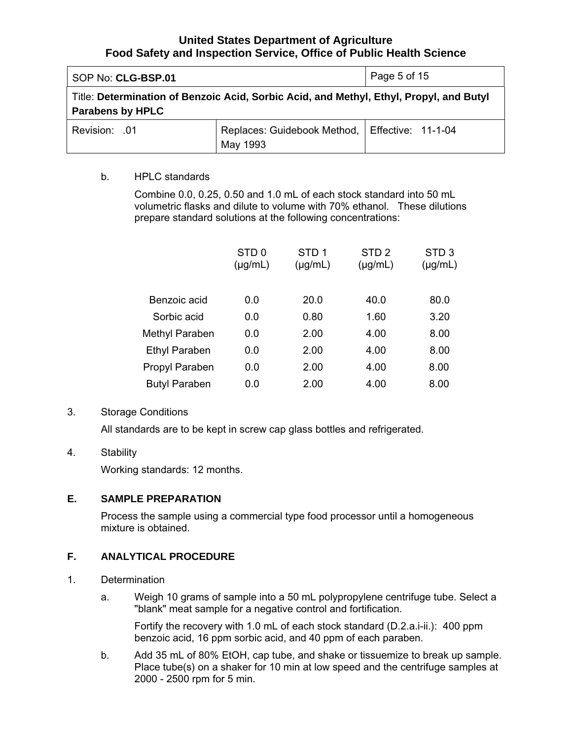b. HPLC standards

Combine 0.0, 0.25, 0.50 and 1.0 mL of each stock standard into 50 mL volumetric flasks and dilute to volume with 70% ethanol. These dilutions prepare standard solutions at the following concentrations:

| | STD 0 (µg/mL) | STD 1 (µg/mL) | STD 2 (µg/mL) | STD 3 (µg/mL) |
|---|---|---|---|---|
| Benzoic acid | 0.0 | 20.0 | 40.0 | 80.0 |
| Sorbic acid | 0.0 | 0.80 | 1.60 | 3.20 |
| Methyl Paraben | 0.0 | 2.00 | 4.00 | 8.00 |
| Ethyl Paraben | 0.0 | 2.00 | 4.00 | 8.00 |
| Propyl Paraben | 0.0 | 2.00 | 4.00 | 8.00 |
| Butyl Paraben | 0.0 | 2.00 | 4.00 | 8.00 |

3. Storage Conditions

All standards are to be kept in screw cap glass bottles and refrigerated.

4. Stability

Working standards: 12 months.

## E. SAMPLE PREPARATION

Process the sample using a commercial type food processor until a homogeneous mixture is obtained.

## F. ANALYTICAL PROCEDURE

1. Determination

a. Weigh 10 grams of sample into a 50 mL polypropylene centrifuge tube. Select a "blank" meat sample for a negative control and fortification.

Fortify the recovery with 1.0 mL of each stock standard (D.2.a.i-ii.): 400 ppm benzoic acid, 16 ppm sorbic acid, and 40 ppm of each paraben.

b. Add 35 mL of 80% EtOH, cap tube, and shake or tissuemize to break up sample. Place tube(s) on a shaker for 10 min at low speed and the centrifuge samples at 2000 - 2500 rpm for 5 min.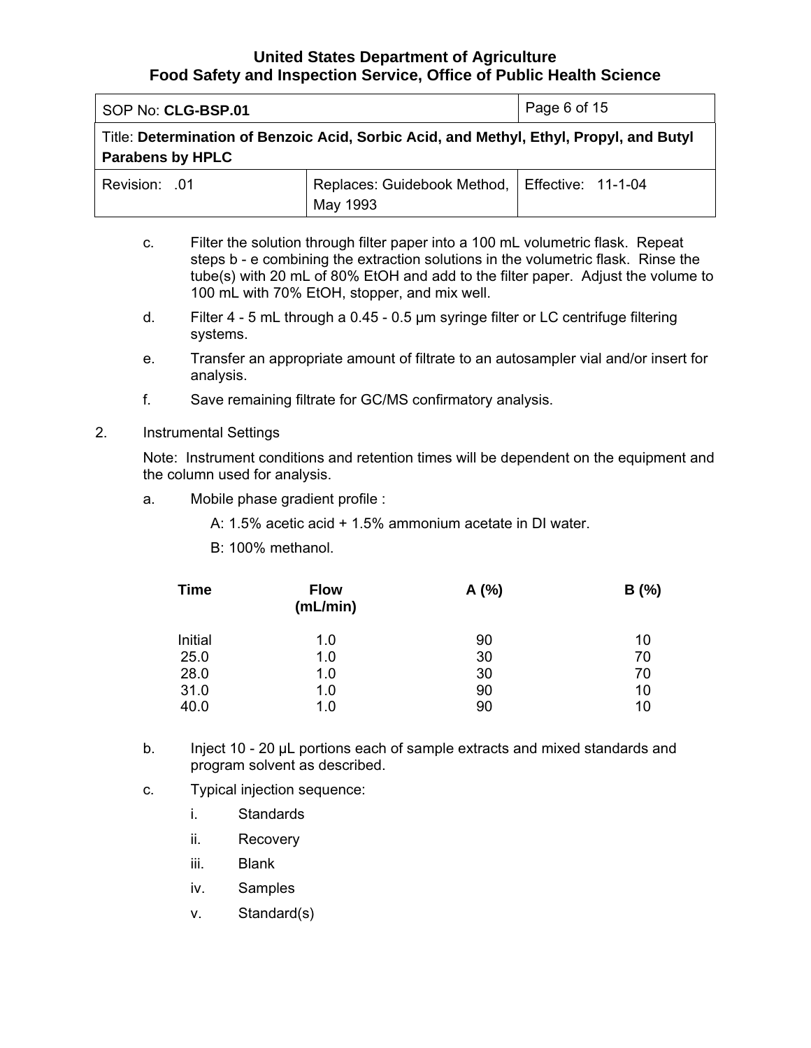c. Filter the solution through filter paper into a 100 mL volumetric flask. Repeat steps b - e combining the extraction solutions in the volumetric flask. Rinse the tube(s) with 20 mL of 80% EtOH and add to the filter paper. Adjust the volume to 100 mL with 70% EtOH, stopper, and mix well.

d. Filter 4 - 5 mL through a 0.45 - 0.5 µm syringe filter or LC centrifuge filtering systems.

e. Transfer an appropriate amount of filtrate to an autosampler vial and/or insert for analysis.

f. Save remaining filtrate for GC/MS confirmatory analysis.

2. Instrumental Settings

Note: Instrument conditions and retention times will be dependent on the equipment and the column used for analysis.

a. Mobile phase gradient profile :

A: 1.5% acetic acid + 1.5% ammonium acetate in DI water.

B: 100% methanol.

| Time | Flow (mL/min) | A (%) | B (%) |
|---|---|---|---|
| Initial | 1.0 | 90 | 10 |
| 25.0 | 1.0 | 30 | 70 |
| 28.0 | 1.0 | 30 | 70 |
| 31.0 | 1.0 | 90 | 10 |
| 40.0 | 1.0 | 90 | 10 |

b. Inject 10 - 20 µL portions each of sample extracts and mixed standards and program solvent as described.

c. Typical injection sequence:

i. Standards

ii. Recovery

iii. Blank

iv. Samples

v. Standard(s)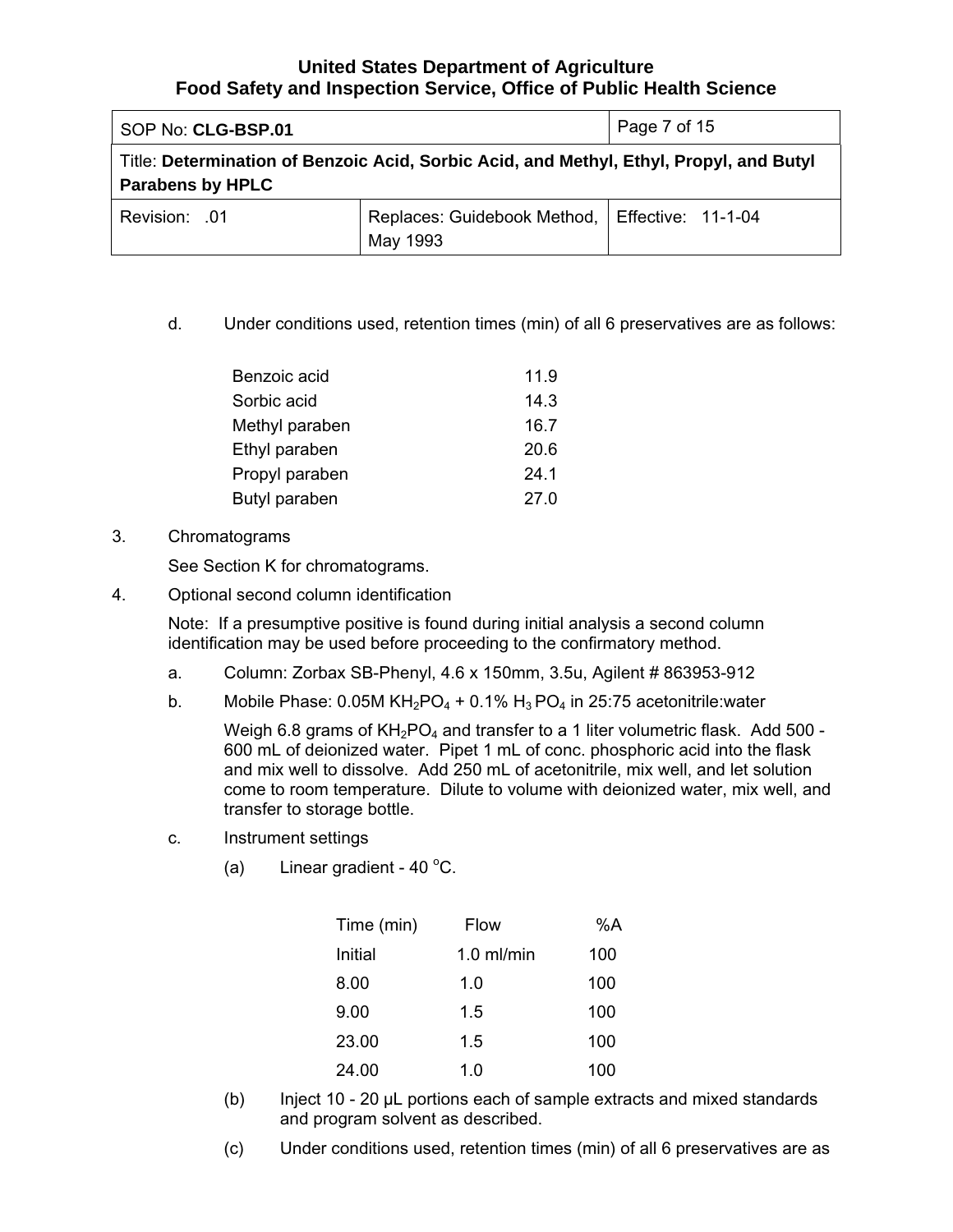d. Under conditions used, retention times (min) of all 6 preservatives are as follows:

| | |
|---|---|
| Benzoic acid | 11.9 |
| Sorbic acid | 14.3 |
| Methyl paraben | 16.7 |
| Ethyl paraben | 20.6 |
| Propyl paraben | 24.1 |
| Butyl paraben | 27.0 |

3. Chromatograms

   See Section K for chromatograms.

4. Optional second column identification

   Note: If a presumptive positive is found during initial analysis a second column identification may be used before proceeding to the confirmatory method.

   a. Column: Zorbax SB-Phenyl, 4.6 x 150mm, 3.5u, Agilent # 863953-912

   b. Mobile Phase: 0.05M $KH_2PO_4$ + 0.1% $H_3PO_4$ in 25:75 acetonitrile:water

      Weigh 6.8 grams of $KH_2PO_4$ and transfer to a 1 liter volumetric flask. Add 500 - 600 mL of deionized water. Pipet 1 mL of conc. phosphoric acid into the flask and mix well to dissolve. Add 250 mL of acetonitrile, mix well, and let solution come to room temperature. Dilute to volume with deionized water, mix well, and transfer to storage bottle.

   c. Instrument settings

      (a) Linear gradient - 40 $^{o}$C.

| Time (min) | Flow | %A |
|---|---|---|
| Initial | 1.0 ml/min | 100 |
| 8.00 | 1.0 | 100 |
| 9.00 | 1.5 | 100 |
| 23.00 | 1.5 | 100 |
| 24.00 | 1.0 | 100 |

      (b) Inject 10 - 20 µL portions each of sample extracts and mixed standards and program solvent as described.

      (c) Under conditions used, retention times (min) of all 6 preservatives are as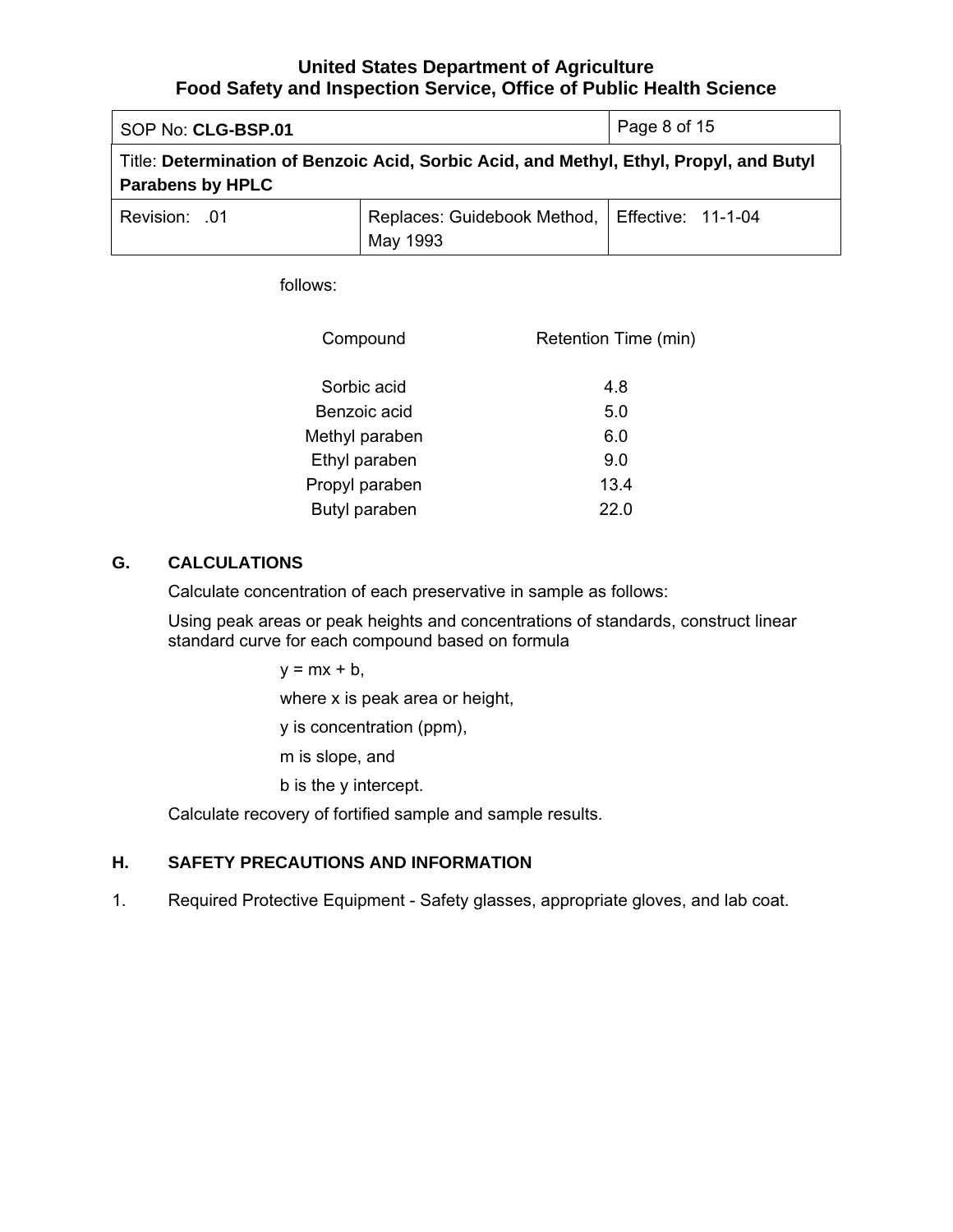follows:

| Compound | Retention Time (min) |
|---|---|
| Sorbic acid | 4.8 |
| Benzoic acid | 5.0 |
| Methyl paraben | 6.0 |
| Ethyl paraben | 9.0 |
| Propyl paraben | 13.4 |
| Butyl paraben | 22.0 |

## G. CALCULATIONS

Calculate concentration of each preservative in sample as follows:

Using peak areas or peak heights and concentrations of standards, construct linear standard curve for each compound based on formula

$y = mx + b$,

where x is peak area or height,

y is concentration (ppm),

m is slope, and

b is the y intercept.

Calculate recovery of fortified sample and sample results.

## H. SAFETY PRECAUTIONS AND INFORMATION

1. Required Protective Equipment - Safety glasses, appropriate gloves, and lab coat.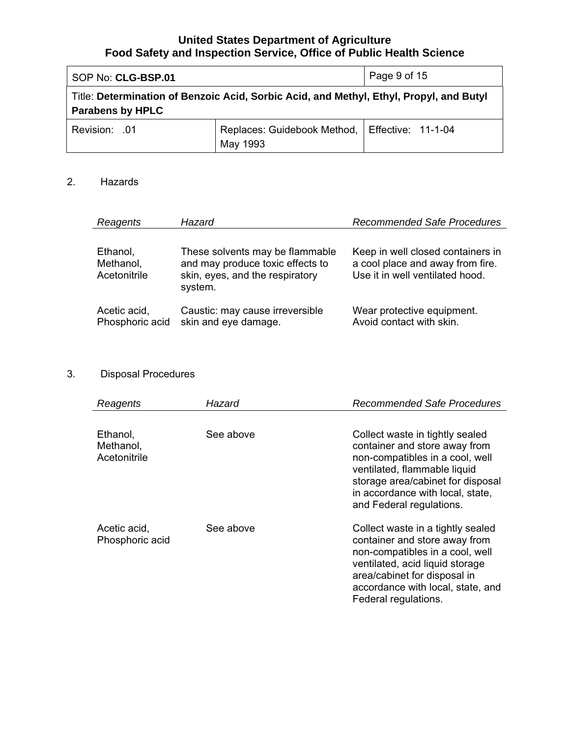2. Hazards

| *Reagents* | *Hazard* | *Recommended Safe Procedures* |
|---|---|---|
| Ethanol, Methanol, Acetonitrile | These solvents may be flammable and may produce toxic effects to skin, eyes, and the respiratory system. | Keep in well closed containers in a cool place and away from fire. Use it in well ventilated hood. |
| Acetic acid, Phosphoric acid | Caustic: may cause irreversible skin and eye damage. | Wear protective equipment. Avoid contact with skin. |

3. Disposal Procedures

| *Reagents* | *Hazard* | *Recommended Safe Procedures* |
|---|---|---|
| Ethanol, Methanol, Acetonitrile | See above | Collect waste in tightly sealed container and store away from non-compatibles in a cool, well ventilated, flammable liquid storage area/cabinet for disposal in accordance with local, state, and Federal regulations. |
| Acetic acid, Phosphoric acid | See above | Collect waste in a tightly sealed container and store away from non-compatibles in a cool, well ventilated, acid liquid storage area/cabinet for disposal in accordance with local, state, and Federal regulations. |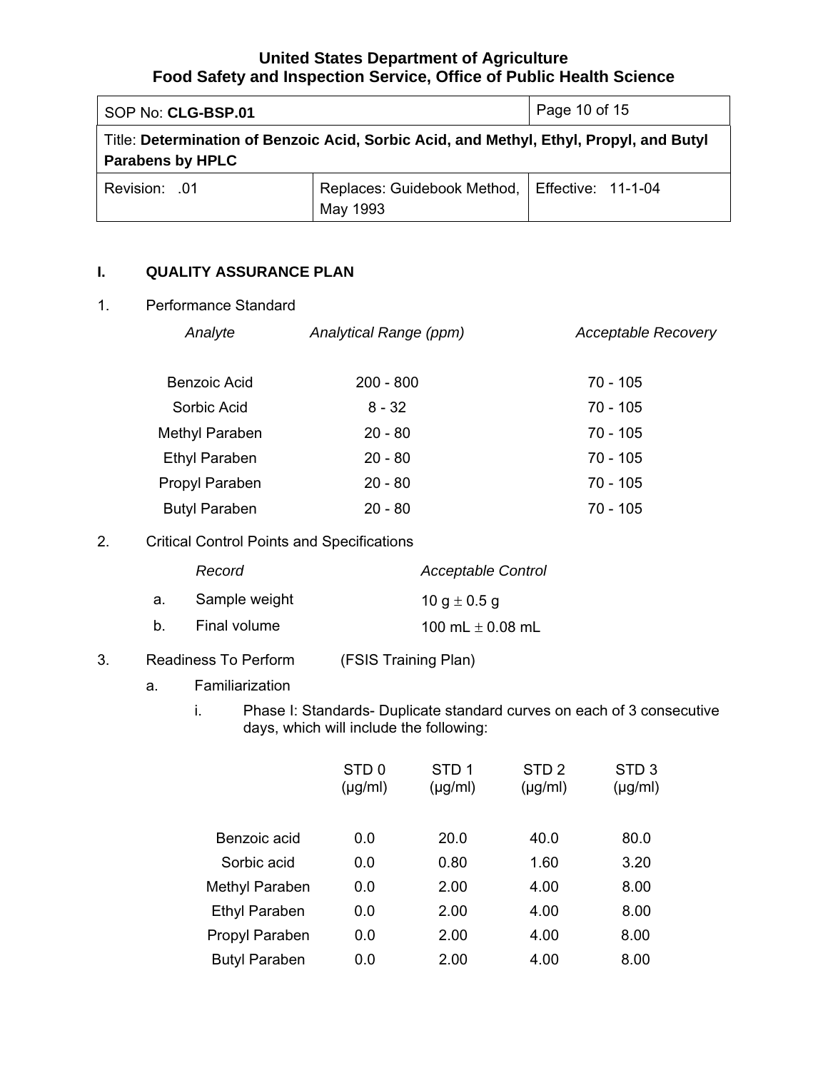## I. QUALITY ASSURANCE PLAN

1. Performance Standard

| *Analyte* | *Analytical Range (ppm)* | *Acceptable Recovery* |
|---|---|---|
| Benzoic Acid | 200 - 800 | 70 - 105 |
| Sorbic Acid | 8 - 32 | 70 - 105 |
| Methyl Paraben | 20 - 80 | 70 - 105 |
| Ethyl Paraben | 20 - 80 | 70 - 105 |
| Propyl Paraben | 20 - 80 | 70 - 105 |
| Butyl Paraben | 20 - 80 | 70 - 105 |

2. Critical Control Points and Specifications

| | *Record* | *Acceptable Control* |
|---|---|---|
| a. | Sample weight | 10 g ± 0.5 g |
| b. | Final volume | 100 mL ± 0.08 mL |

3. Readiness To Perform (FSIS Training Plan)

   a. Familiarization

      i. Phase I: Standards- Duplicate standard curves on each of 3 consecutive days, which will include the following:

| | STD 0 (μg/ml) | STD 1 (μg/ml) | STD 2 (μg/ml) | STD 3 (μg/ml) |
|---|---|---|---|---|
| Benzoic acid | 0.0 | 20.0 | 40.0 | 80.0 |
| Sorbic acid | 0.0 | 0.80 | 1.60 | 3.20 |
| Methyl Paraben | 0.0 | 2.00 | 4.00 | 8.00 |
| Ethyl Paraben | 0.0 | 2.00 | 4.00 | 8.00 |
| Propyl Paraben | 0.0 | 2.00 | 4.00 | 8.00 |
| Butyl Paraben | 0.0 | 2.00 | 4.00 | 8.00 |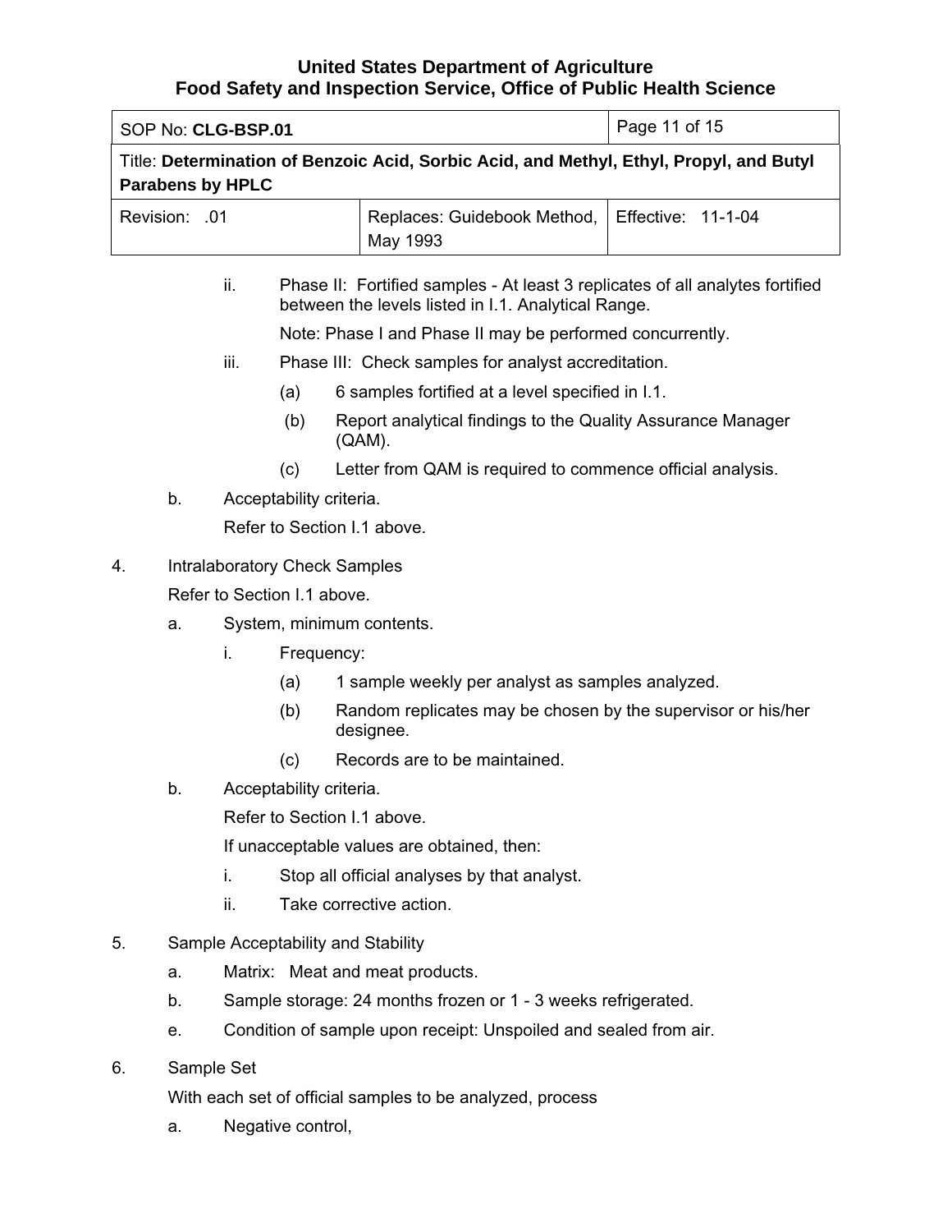ii. Phase II: Fortified samples - At least 3 replicates of all analytes fortified between the levels listed in I.1. Analytical Range.

Note: Phase I and Phase II may be performed concurrently.

iii. Phase III: Check samples for analyst accreditation.

(a) 6 samples fortified at a level specified in I.1.

(b) Report analytical findings to the Quality Assurance Manager (QAM).

(c) Letter from QAM is required to commence official analysis.

b. Acceptability criteria.

Refer to Section I.1 above.

4. Intralaboratory Check Samples

Refer to Section I.1 above.

a. System, minimum contents.

i. Frequency:

(a) 1 sample weekly per analyst as samples analyzed.

(b) Random replicates may be chosen by the supervisor or his/her designee.

(c) Records are to be maintained.

b. Acceptability criteria.

Refer to Section I.1 above.

If unacceptable values are obtained, then:

i. Stop all official analyses by that analyst.

ii. Take corrective action.

5. Sample Acceptability and Stability

a. Matrix: Meat and meat products.

b. Sample storage: 24 months frozen or 1 - 3 weeks refrigerated.

e. Condition of sample upon receipt: Unspoiled and sealed from air.

6. Sample Set

With each set of official samples to be analyzed, process

a. Negative control,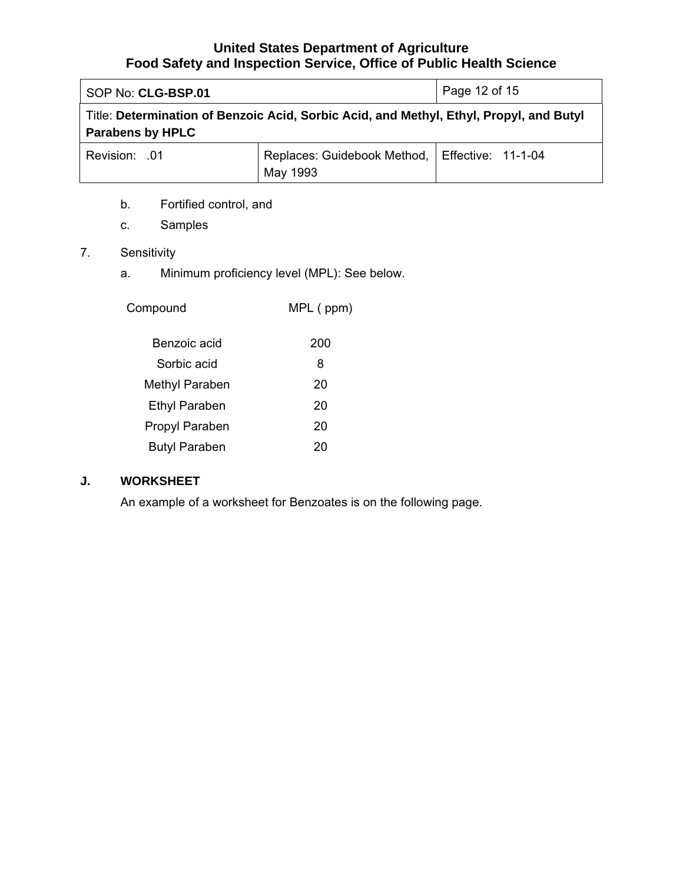b. Fortified control, and

c. Samples

7. Sensitivity

a. Minimum proficiency level (MPL): See below.

| Compound | MPL ( ppm) |
|---|---|
| Benzoic acid | 200 |
| Sorbic acid | 8 |
| Methyl Paraben | 20 |
| Ethyl Paraben | 20 |
| Propyl Paraben | 20 |
| Butyl Paraben | 20 |

**J. WORKSHEET**

An example of a worksheet for Benzoates is on the following page.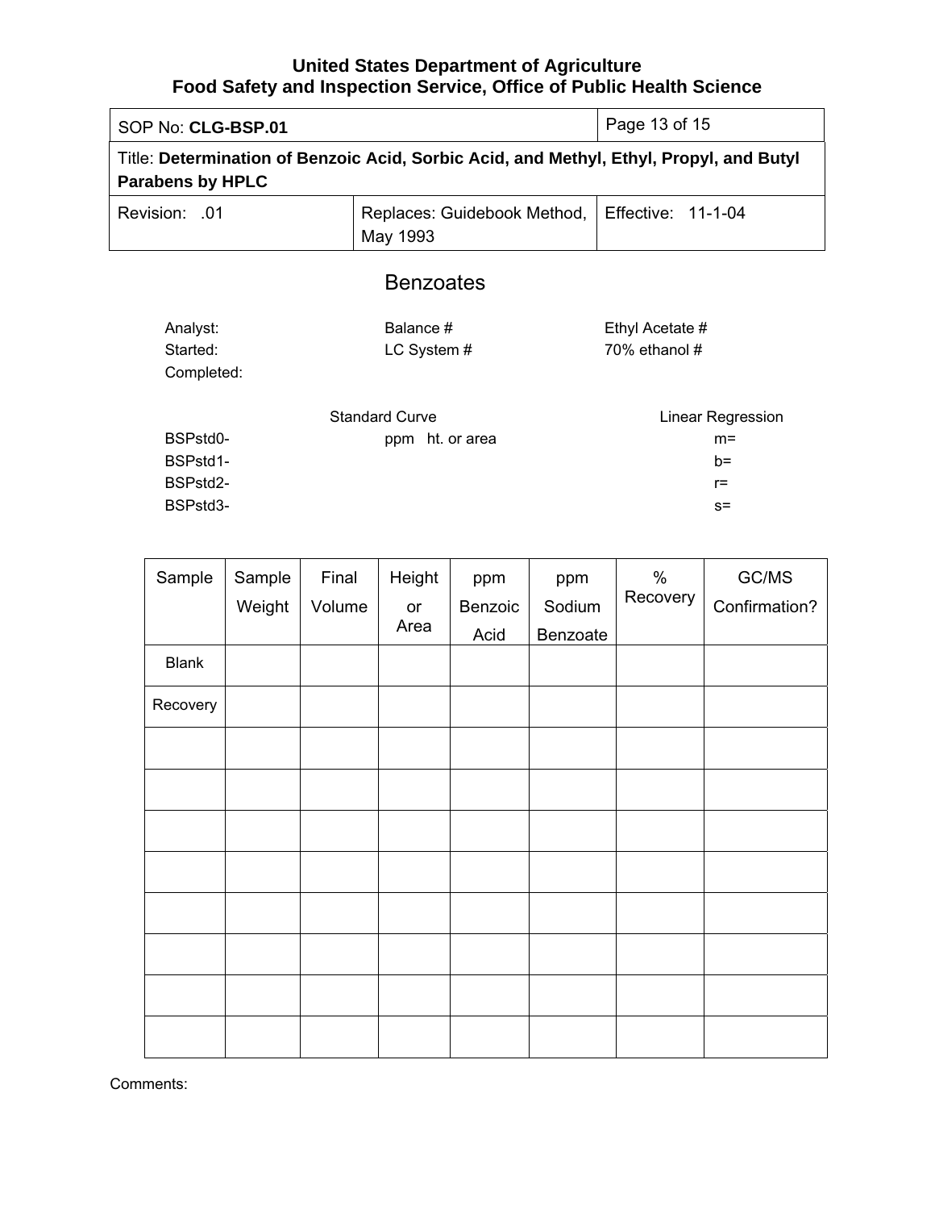## Benzoates

| Analyst: | Balance # | Ethyl Acetate # |
|---|---|---|
| Started: | LC System # | 70% ethanol # |
| Completed: | | |

| | Standard Curve | Linear Regression |
|---|---|---|
| BSPstd0- | ppm ht. or area | m= |
| BSPstd1- | | b= |
| BSPstd2- | | r= |
| BSPstd3- | | s= |

| Sample | Sample Weight | Final Volume | Height or Area | ppm Benzoic Acid | ppm Sodium Benzoate | % Recovery | GC/MS Confirmation? |
|---|---|---|---|---|---|---|---|
| Blank | | | | | | | |
| Recovery | | | | | | | |
| | | | | | | | |
| | | | | | | | |
| | | | | | | | |
| | | | | | | | |
| | | | | | | | |
| | | | | | | | |
| | | | | | | | |
| | | | | | | | |

Comments: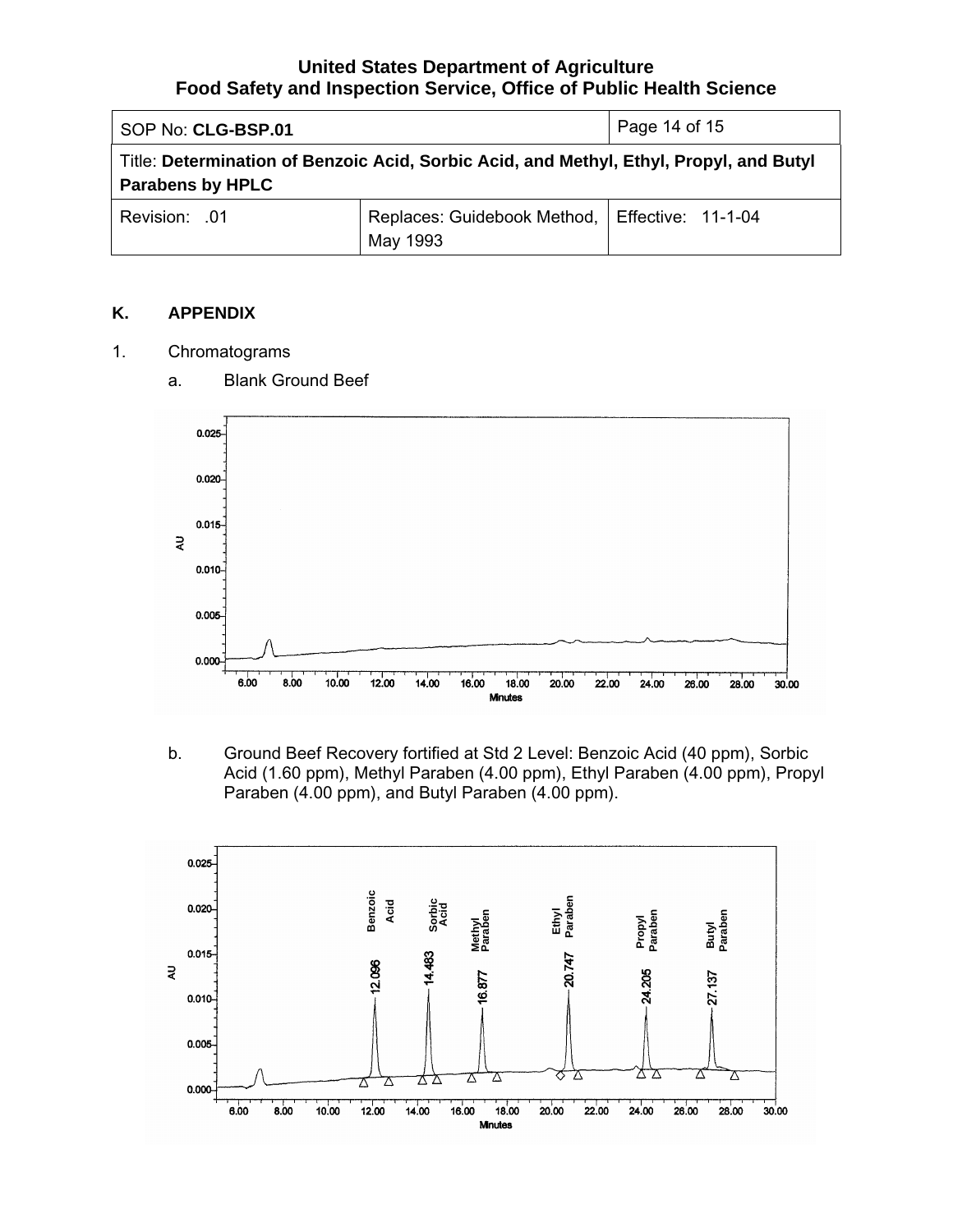## K. APPENDIX

1. Chromatograms

   a. Blank Ground Beef

   b. Ground Beef Recovery fortified at Std 2 Level: Benzoic Acid (40 ppm), Sorbic Acid (1.60 ppm), Methyl Paraben (4.00 ppm), Ethyl Paraben (4.00 ppm), Propyl Paraben (4.00 ppm), and Butyl Paraben (4.00 ppm).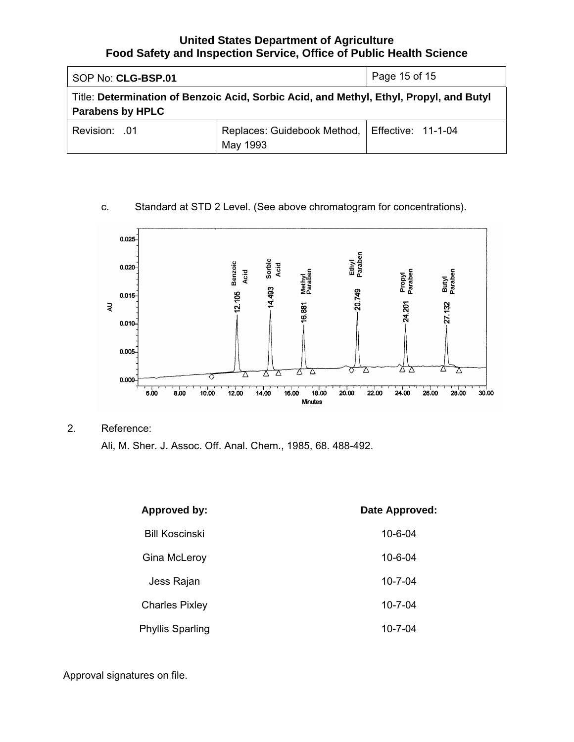c. Standard at STD 2 Level. (See above chromatogram for concentrations).

0.025
0.020
0.015
0.010
0.005
0.000
AU

Benzoic Acid
12.105
Sorbic Acid
14.493
Methyl Paraben
16.881
Ethyl Paraben
20.749
Propyl Paraben
24.201
Butyl Paraben
27.132

6.00 8.00 10.00 12.00 14.00 16.00 18.00 20.00 22.00 24.00 26.00 28.00 30.00
Minutes

2. Reference:

Ali, M. Sher. J. Assoc. Off. Anal. Chem., 1985, 68. 488-492.

| Approved by: | Date Approved: |
| --- | --- |
| Bill Koscinski | 10-6-04 |
| Gina McLeroy | 10-6-04 |
| Jess Rajan | 10-7-04 |
| Charles Pixley | 10-7-04 |
| Phyllis Sparling | 10-7-04 |

Approval signatures on file.